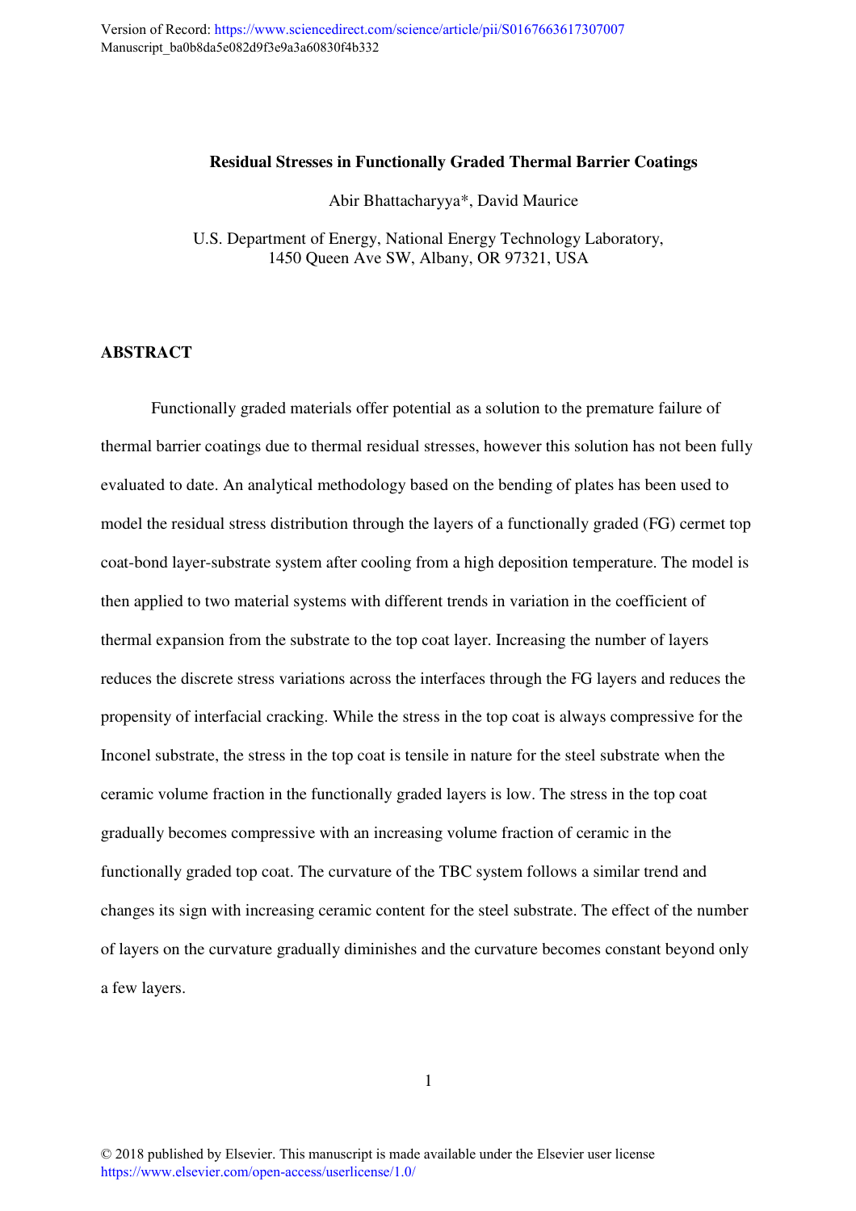Version of Record: https://www.sciencedirect.com/science/article/pii/S0167663617307007
Manuscript_ba0b8da5e082d9f3e9a3a60830f4b332

# Residual Stresses in Functionally Graded Thermal Barrier Coatings

Abir Bhattacharyya*, David Maurice

U.S. Department of Energy, National Energy Technology Laboratory,
1450 Queen Ave SW, Albany, OR 97321, USA

## ABSTRACT

Functionally graded materials offer potential as a solution to the premature failure of thermal barrier coatings due to thermal residual stresses, however this solution has not been fully evaluated to date. An analytical methodology based on the bending of plates has been used to model the residual stress distribution through the layers of a functionally graded (FG) cermet top coat-bond layer-substrate system after cooling from a high deposition temperature. The model is then applied to two material systems with different trends in variation in the coefficient of thermal expansion from the substrate to the top coat layer. Increasing the number of layers reduces the discrete stress variations across the interfaces through the FG layers and reduces the propensity of interfacial cracking. While the stress in the top coat is always compressive for the Inconel substrate, the stress in the top coat is tensile in nature for the steel substrate when the ceramic volume fraction in the functionally graded layers is low. The stress in the top coat gradually becomes compressive with an increasing volume fraction of ceramic in the functionally graded top coat. The curvature of the TBC system follows a similar trend and changes its sign with increasing ceramic content for the steel substrate. The effect of the number of layers on the curvature gradually diminishes and the curvature becomes constant beyond only a few layers.

© 2018 published by Elsevier. This manuscript is made available under the Elsevier user license
https://www.elsevier.com/open-access/userlicense/1.0/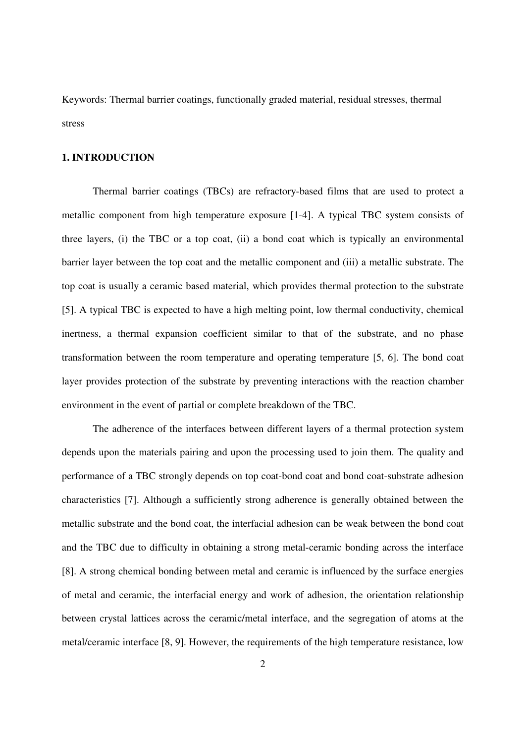Keywords: Thermal barrier coatings, functionally graded material, residual stresses, thermal stress

## 1. INTRODUCTION

Thermal barrier coatings (TBCs) are refractory-based films that are used to protect a metallic component from high temperature exposure [1-4]. A typical TBC system consists of three layers, (i) the TBC or a top coat, (ii) a bond coat which is typically an environmental barrier layer between the top coat and the metallic component and (iii) a metallic substrate. The top coat is usually a ceramic based material, which provides thermal protection to the substrate [5]. A typical TBC is expected to have a high melting point, low thermal conductivity, chemical inertness, a thermal expansion coefficient similar to that of the substrate, and no phase transformation between the room temperature and operating temperature [5, 6]. The bond coat layer provides protection of the substrate by preventing interactions with the reaction chamber environment in the event of partial or complete breakdown of the TBC.

The adherence of the interfaces between different layers of a thermal protection system depends upon the materials pairing and upon the processing used to join them. The quality and performance of a TBC strongly depends on top coat-bond coat and bond coat-substrate adhesion characteristics [7]. Although a sufficiently strong adherence is generally obtained between the metallic substrate and the bond coat, the interfacial adhesion can be weak between the bond coat and the TBC due to difficulty in obtaining a strong metal-ceramic bonding across the interface [8]. A strong chemical bonding between metal and ceramic is influenced by the surface energies of metal and ceramic, the interfacial energy and work of adhesion, the orientation relationship between crystal lattices across the ceramic/metal interface, and the segregation of atoms at the metal/ceramic interface [8, 9]. However, the requirements of the high temperature resistance, low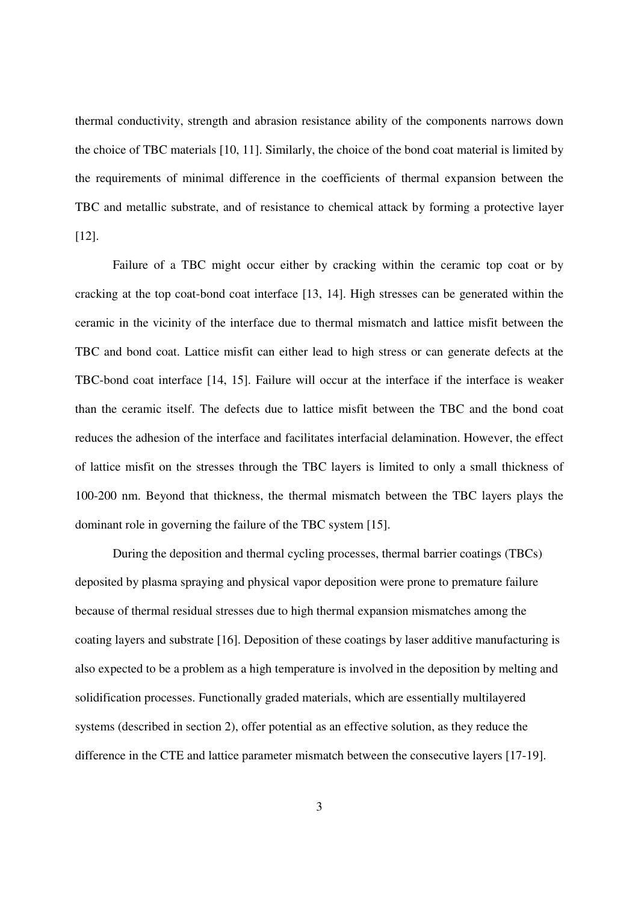thermal conductivity, strength and abrasion resistance ability of the components narrows down the choice of TBC materials [10, 11]. Similarly, the choice of the bond coat material is limited by the requirements of minimal difference in the coefficients of thermal expansion between the TBC and metallic substrate, and of resistance to chemical attack by forming a protective layer [12].

Failure of a TBC might occur either by cracking within the ceramic top coat or by cracking at the top coat-bond coat interface [13, 14]. High stresses can be generated within the ceramic in the vicinity of the interface due to thermal mismatch and lattice misfit between the TBC and bond coat. Lattice misfit can either lead to high stress or can generate defects at the TBC-bond coat interface [14, 15]. Failure will occur at the interface if the interface is weaker than the ceramic itself. The defects due to lattice misfit between the TBC and the bond coat reduces the adhesion of the interface and facilitates interfacial delamination. However, the effect of lattice misfit on the stresses through the TBC layers is limited to only a small thickness of 100-200 nm. Beyond that thickness, the thermal mismatch between the TBC layers plays the dominant role in governing the failure of the TBC system [15].

During the deposition and thermal cycling processes, thermal barrier coatings (TBCs) deposited by plasma spraying and physical vapor deposition were prone to premature failure because of thermal residual stresses due to high thermal expansion mismatches among the coating layers and substrate [16]. Deposition of these coatings by laser additive manufacturing is also expected to be a problem as a high temperature is involved in the deposition by melting and solidification processes. Functionally graded materials, which are essentially multilayered systems (described in section 2), offer potential as an effective solution, as they reduce the difference in the CTE and lattice parameter mismatch between the consecutive layers [17-19].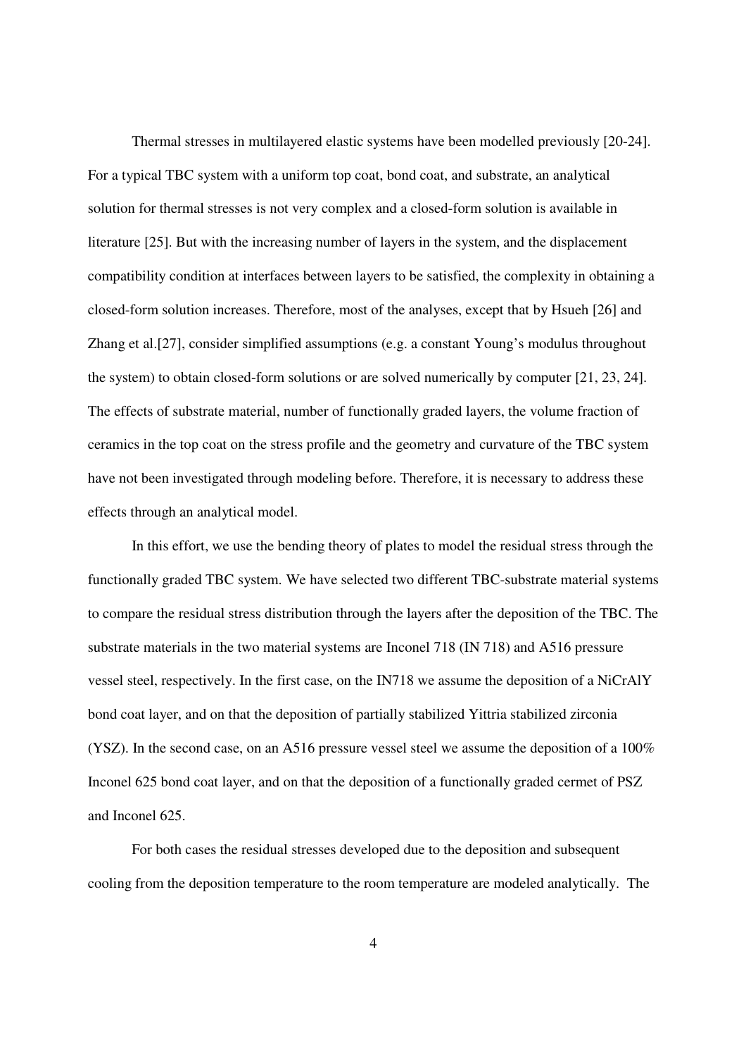Thermal stresses in multilayered elastic systems have been modelled previously [20-24]. For a typical TBC system with a uniform top coat, bond coat, and substrate, an analytical solution for thermal stresses is not very complex and a closed-form solution is available in literature [25]. But with the increasing number of layers in the system, and the displacement compatibility condition at interfaces between layers to be satisfied, the complexity in obtaining a closed-form solution increases. Therefore, most of the analyses, except that by Hsueh [26] and Zhang et al.[27], consider simplified assumptions (e.g. a constant Young's modulus throughout the system) to obtain closed-form solutions or are solved numerically by computer [21, 23, 24]. The effects of substrate material, number of functionally graded layers, the volume fraction of ceramics in the top coat on the stress profile and the geometry and curvature of the TBC system have not been investigated through modeling before. Therefore, it is necessary to address these effects through an analytical model.

In this effort, we use the bending theory of plates to model the residual stress through the functionally graded TBC system. We have selected two different TBC-substrate material systems to compare the residual stress distribution through the layers after the deposition of the TBC. The substrate materials in the two material systems are Inconel 718 (IN 718) and A516 pressure vessel steel, respectively. In the first case, on the IN718 we assume the deposition of a NiCrAlY bond coat layer, and on that the deposition of partially stabilized Yittria stabilized zirconia (YSZ). In the second case, on an A516 pressure vessel steel we assume the deposition of a 100% Inconel 625 bond coat layer, and on that the deposition of a functionally graded cermet of PSZ and Inconel 625.

For both cases the residual stresses developed due to the deposition and subsequent cooling from the deposition temperature to the room temperature are modeled analytically. The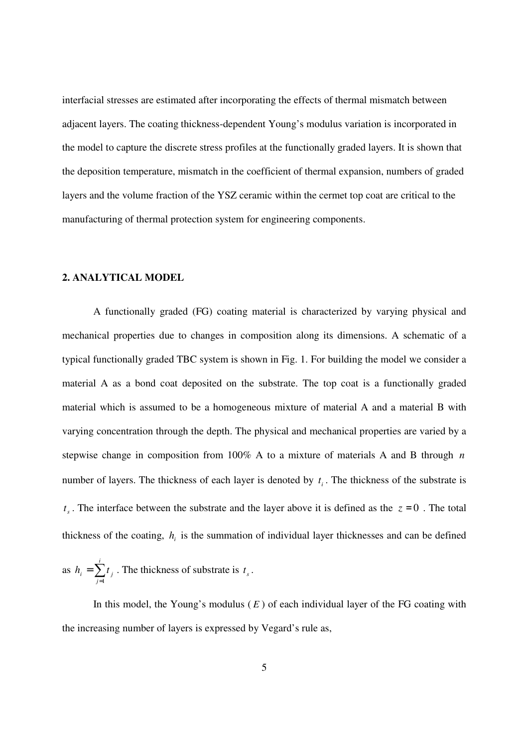interfacial stresses are estimated after incorporating the effects of thermal mismatch between adjacent layers. The coating thickness-dependent Young's modulus variation is incorporated in the model to capture the discrete stress profiles at the functionally graded layers. It is shown that the deposition temperature, mismatch in the coefficient of thermal expansion, numbers of graded layers and the volume fraction of the YSZ ceramic within the cermet top coat are critical to the manufacturing of thermal protection system for engineering components.

## 2. ANALYTICAL MODEL

A functionally graded (FG) coating material is characterized by varying physical and mechanical properties due to changes in composition along its dimensions. A schematic of a typical functionally graded TBC system is shown in Fig. 1. For building the model we consider a material A as a bond coat deposited on the substrate. The top coat is a functionally graded material which is assumed to be a homogeneous mixture of material A and a material B with varying concentration through the depth. The physical and mechanical properties are varied by a stepwise change in composition from 100% A to a mixture of materials A and B through $n$ number of layers. The thickness of each layer is denoted by $t_i$. The thickness of the substrate is $t_s$. The interface between the substrate and the layer above it is defined as the $z = 0$. The total thickness of the coating, $h_i$ is the summation of individual layer thicknesses and can be defined as $h_i = \sum_{j=1}^{i} t_j$. The thickness of substrate is $t_s$.

In this model, the Young's modulus ($E$) of each individual layer of the FG coating with the increasing number of layers is expressed by Vegard's rule as,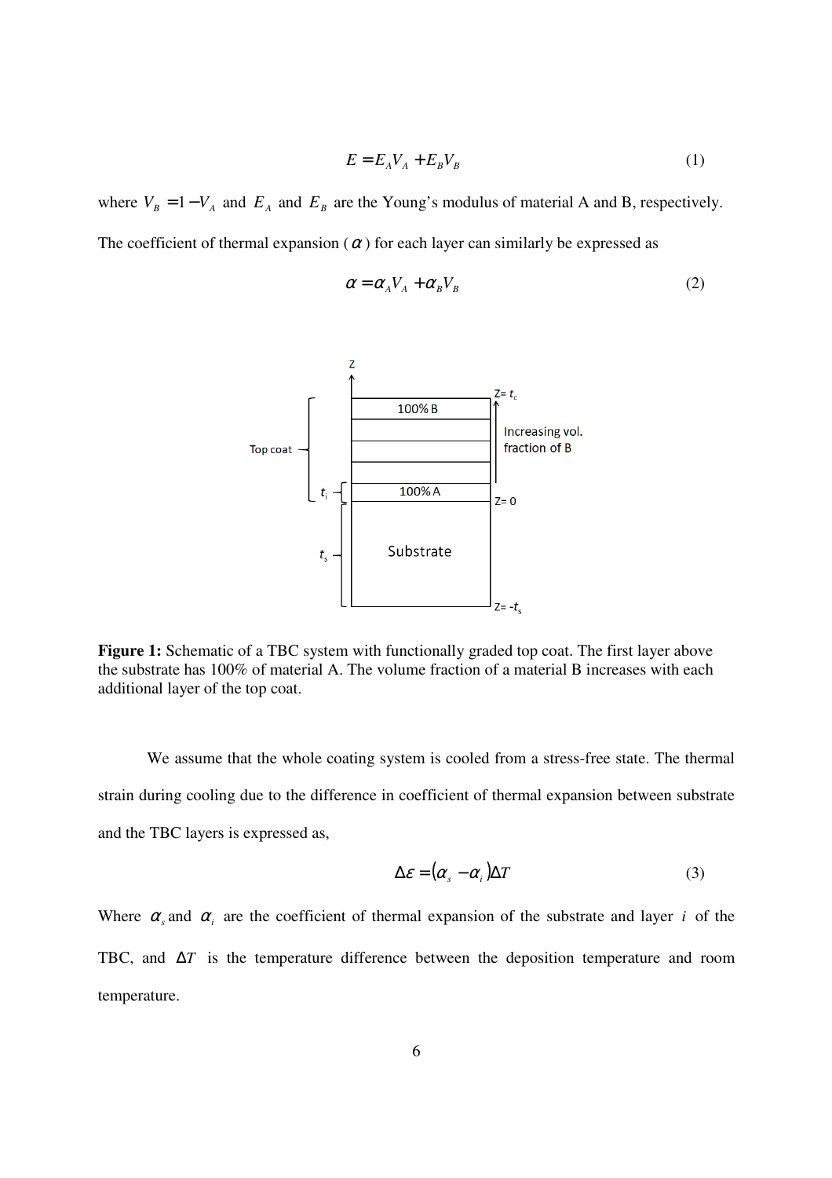$$E = E_A V_A + E_B V_B \tag{1}$$

where $V_B = 1 - V_A$ and $E_A$ and $E_B$ are the Young's modulus of material A and B, respectively.

The coefficient of thermal expansion ($\alpha$) for each layer can similarly be expressed as

$$\alpha = \alpha_A V_A + \alpha_B V_B \tag{2}$$

**Figure 1:** Schematic of a TBC system with functionally graded top coat. The first layer above the substrate has 100% of material A. The volume fraction of a material B increases with each additional layer of the top coat.

We assume that the whole coating system is cooled from a stress-free state. The thermal strain during cooling due to the difference in coefficient of thermal expansion between substrate and the TBC layers is expressed as,

$$\Delta\varepsilon = (\alpha_s - \alpha_i)\Delta T \tag{3}$$

Where $\alpha_s$ and $\alpha_i$ are the coefficient of thermal expansion of the substrate and layer $i$ of the TBC, and $\Delta T$ is the temperature difference between the deposition temperature and room temperature.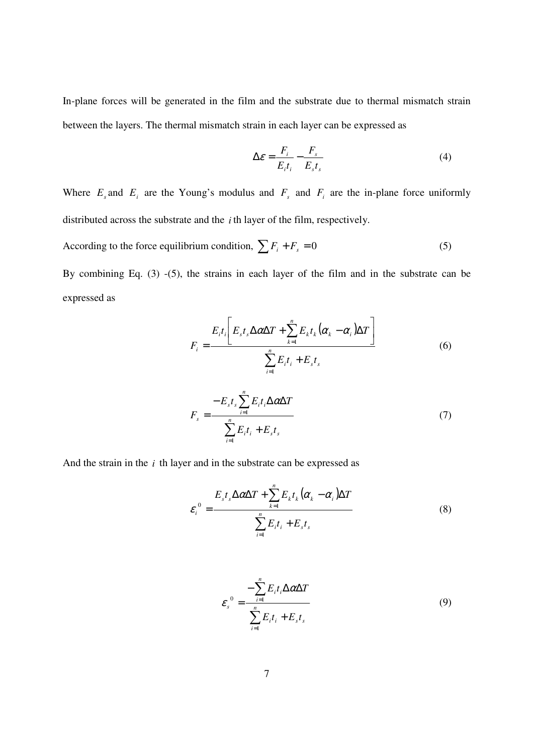In-plane forces will be generated in the film and the substrate due to thermal mismatch strain between the layers. The thermal mismatch strain in each layer can be expressed as

$$\Delta\varepsilon = \frac{F_i}{E_i t_i} - \frac{F_s}{E_s t_s} \tag{4}$$

Where $E_s$ and $E_i$ are the Young's modulus and $F_s$ and $F_i$ are the in-plane force uniformly distributed across the substrate and the $i$ th layer of the film, respectively.

According to the force equilibrium condition, $\sum F_i + F_s = 0$ (5)

By combining Eq. (3) -(5), the strains in each layer of the film and in the substrate can be expressed as

$$F_i = \frac{E_i t_i \left[ E_s t_s \Delta\alpha \Delta T + \sum_{k=1}^{n} E_k t_k \left(\alpha_k - \alpha_i\right) \Delta T \right]}{\sum_{i=1}^{n} E_i t_i + E_s t_s} \tag{6}$$

$$F_s = \frac{-E_s t_s \sum_{i=1}^{n} E_i t_i \Delta\alpha \Delta T}{\sum_{i=1}^{n} E_i t_i + E_s t_s} \tag{7}$$

And the strain in the $i$ th layer and in the substrate can be expressed as

$$\varepsilon_i^{\,0} = \frac{E_s t_s \Delta\alpha \Delta T + \sum_{k=1}^{n} E_k t_k \left(\alpha_k - \alpha_i\right) \Delta T}{\sum_{i=1}^{n} E_i t_i + E_s t_s} \tag{8}$$

$$\varepsilon_s^{\,0} = \frac{-\sum_{i=1}^{n} E_i t_i \Delta\alpha \Delta T}{\sum_{i=1}^{n} E_i t_i + E_s t_s} \tag{9}$$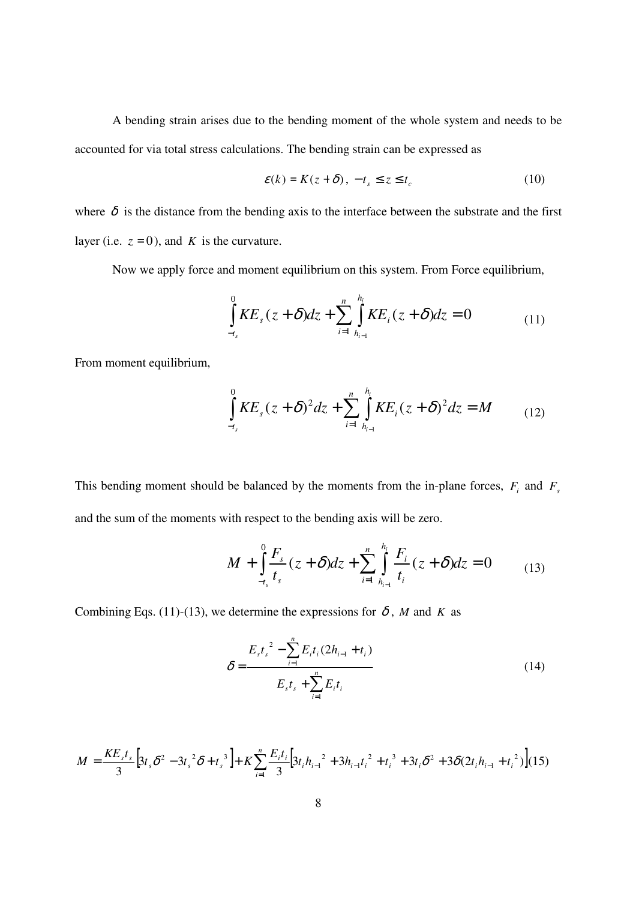A bending strain arises due to the bending moment of the whole system and needs to be accounted for via total stress calculations. The bending strain can be expressed as

$$\varepsilon(k) = K(z+\delta)\,,\ -t_s \le z \le t_c \tag{10}$$

where $\delta$ is the distance from the bending axis to the interface between the substrate and the first layer (i.e. $z=0$), and $K$ is the curvature.

Now we apply force and moment equilibrium on this system. From Force equilibrium,

$$\int_{-t_s}^{0} KE_s(z+\delta)dz + \sum_{i=1}^{n}\int_{h_{i-1}}^{h_i} KE_i(z+\delta)dz = 0 \tag{11}$$

From moment equilibrium,

$$\int_{-t_s}^{0} KE_s(z+\delta)^2 dz + \sum_{i=1}^{n}\int_{h_{i-1}}^{h_i} KE_i(z+\delta)^2 dz = M \tag{12}$$

This bending moment should be balanced by the moments from the in-plane forces, $F_i$ and $F_s$ and the sum of the moments with respect to the bending axis will be zero.

$$M + \int_{-t_s}^{0} \frac{F_s}{t_s}(z+\delta)dz + \sum_{i=1}^{n}\int_{h_{i-1}}^{h_i} \frac{F_i}{t_i}(z+\delta)dz = 0 \tag{13}$$

Combining Eqs. (11)-(13), we determine the expressions for $\delta$, $M$ and $K$ as

$$\delta = \frac{E_s t_s^{\,2} - \sum_{i=1}^{n} E_i t_i (2h_{i-1} + t_i)}{E_s t_s + \sum_{i=1}^{n} E_i t_i} \tag{14}$$

$$M = \frac{KE_s t_s}{3}\left[3t_s\delta^2 - 3t_s^{\,2}\delta + t_s^{\,3}\right] + K\sum_{i=1}^{n}\frac{E_i t_i}{3}\left[3t_i h_{i-1}^{\,2} + 3h_{i-1}t_i^{\,2} + t_i^{\,3} + 3t_i\delta^2 + 3\delta(2t_i h_{i-1} + t_i^{\,2})\right] \tag{15}$$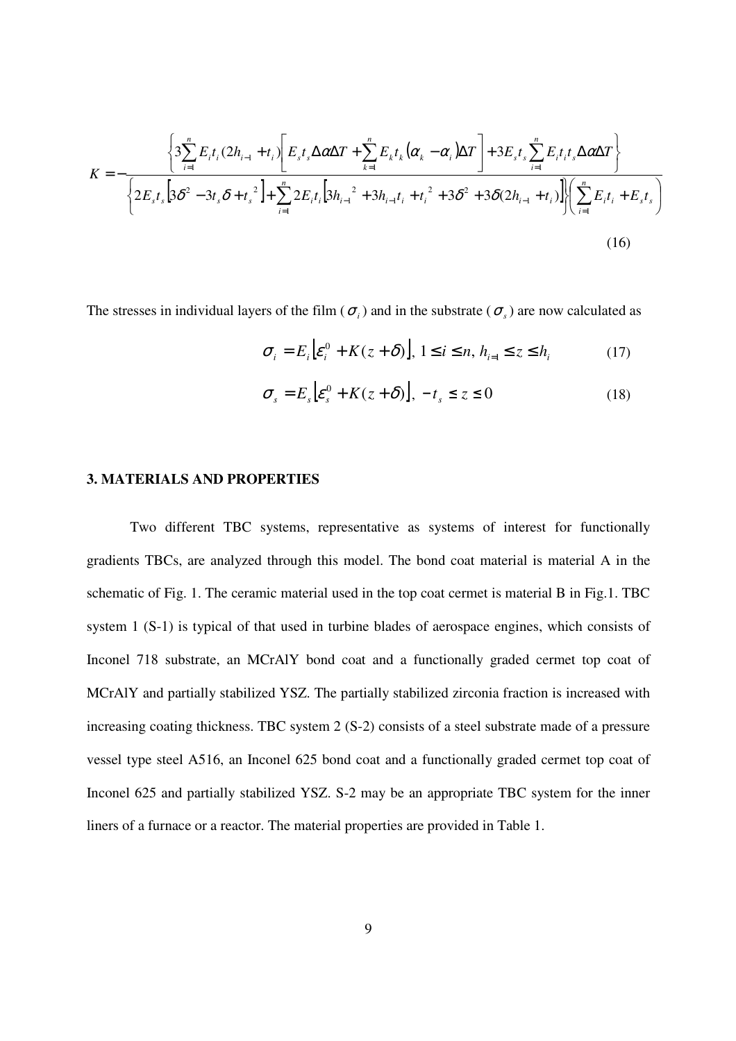$$K = -\frac{\left\{3\sum_{i=1}^{n} E_i t_i (2h_{i-1} + t_i)\left[E_s t_s \Delta\alpha \Delta T + \sum_{k=1}^{n} E_k t_k (\alpha_k - \alpha_i)\Delta T\right] + 3E_s t_s \sum_{i=1}^{n} E_i t_i t_s \Delta\alpha \Delta T\right\}}{\left\{2E_s t_s \left[3\delta^2 - 3t_s\delta + t_s^{\,2}\right] + \sum_{i=1}^{n} 2E_i t_i \left[3h_{i-1}^{\,2} + 3h_{i-1}t_i + t_i^{\,2} + 3\delta^2 + 3\delta(2h_{i-1} + t_i)\right]\right\}\left(\sum_{i=1}^{n} E_i t_i + E_s t_s\right)} \tag{16}$$

The stresses in individual layers of the film ($\sigma_i$) and in the substrate ($\sigma_s$) are now calculated as

$$\sigma_i = E_i\left[\varepsilon_i^0 + K(z+\delta)\right],\ 1 \le i \le n,\ h_{i-1} \le z \le h_i \tag{17}$$

$$\sigma_s = E_s\left[\varepsilon_s^0 + K(z+\delta)\right],\ -t_s \le z \le 0 \tag{18}$$

## 3. MATERIALS AND PROPERTIES

Two different TBC systems, representative as systems of interest for functionally gradients TBCs, are analyzed through this model. The bond coat material is material A in the schematic of Fig. 1. The ceramic material used in the top coat cermet is material B in Fig.1. TBC system 1 (S-1) is typical of that used in turbine blades of aerospace engines, which consists of Inconel 718 substrate, an MCrAlY bond coat and a functionally graded cermet top coat of MCrAlY and partially stabilized YSZ. The partially stabilized zirconia fraction is increased with increasing coating thickness. TBC system 2 (S-2) consists of a steel substrate made of a pressure vessel type steel A516, an Inconel 625 bond coat and a functionally graded cermet top coat of Inconel 625 and partially stabilized YSZ. S-2 may be an appropriate TBC system for the inner liners of a furnace or a reactor. The material properties are provided in Table 1.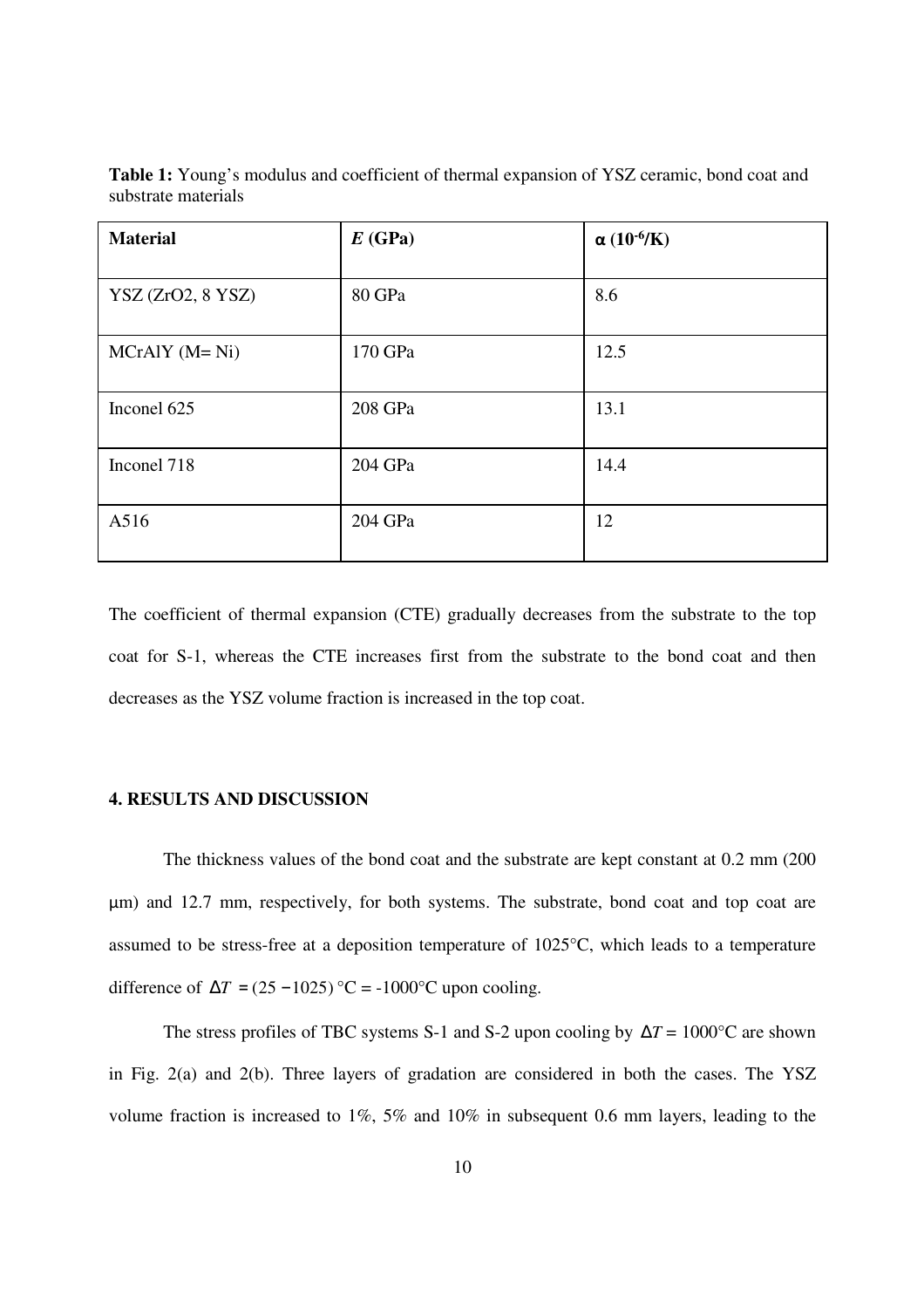**Table 1:** Young's modulus and coefficient of thermal expansion of YSZ ceramic, bond coat and substrate materials

| **Material** | ***E* (GPa)** | **α ($10^{-6}$/K)** |
|---|---|---|
| YSZ (ZrO2, 8 YSZ) | 80 GPa | 8.6 |
| MCrAlY (M= Ni) | 170 GPa | 12.5 |
| Inconel 625 | 208 GPa | 13.1 |
| Inconel 718 | 204 GPa | 14.4 |
| A516 | 204 GPa | 12 |

The coefficient of thermal expansion (CTE) gradually decreases from the substrate to the top coat for S-1, whereas the CTE increases first from the substrate to the bond coat and then decreases as the YSZ volume fraction is increased in the top coat.

## 4. RESULTS AND DISCUSSION

The thickness values of the bond coat and the substrate are kept constant at 0.2 mm (200 μm) and 12.7 mm, respectively, for both systems. The substrate, bond coat and top coat are assumed to be stress-free at a deposition temperature of 1025°C, which leads to a temperature difference of $\Delta T = (25 - 1025)$ °C = -1000°C upon cooling.

The stress profiles of TBC systems S-1 and S-2 upon cooling by $\Delta T$ = 1000°C are shown in Fig. 2(a) and 2(b). Three layers of gradation are considered in both the cases. The YSZ volume fraction is increased to 1%, 5% and 10% in subsequent 0.6 mm layers, leading to the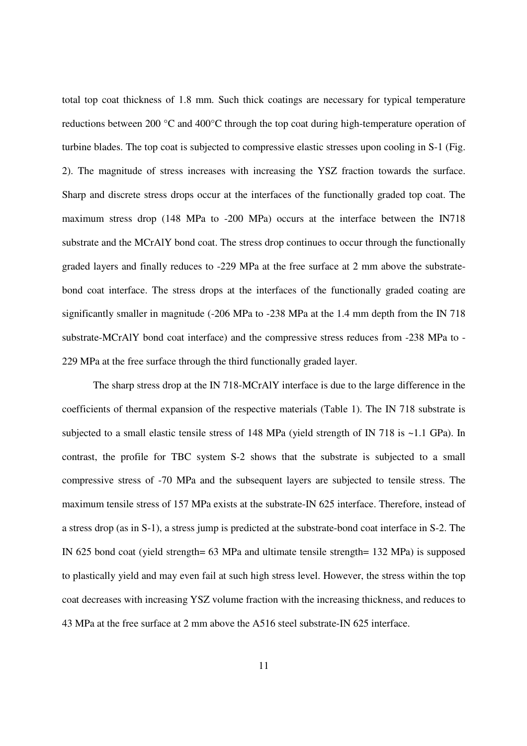total top coat thickness of 1.8 mm. Such thick coatings are necessary for typical temperature reductions between 200 °C and 400°C through the top coat during high-temperature operation of turbine blades. The top coat is subjected to compressive elastic stresses upon cooling in S-1 (Fig. 2). The magnitude of stress increases with increasing the YSZ fraction towards the surface. Sharp and discrete stress drops occur at the interfaces of the functionally graded top coat. The maximum stress drop (148 MPa to -200 MPa) occurs at the interface between the IN718 substrate and the MCrAlY bond coat. The stress drop continues to occur through the functionally graded layers and finally reduces to -229 MPa at the free surface at 2 mm above the substrate-bond coat interface. The stress drops at the interfaces of the functionally graded coating are significantly smaller in magnitude (-206 MPa to -238 MPa at the 1.4 mm depth from the IN 718 substrate-MCrAlY bond coat interface) and the compressive stress reduces from -238 MPa to -229 MPa at the free surface through the third functionally graded layer.

The sharp stress drop at the IN 718-MCrAlY interface is due to the large difference in the coefficients of thermal expansion of the respective materials (Table 1). The IN 718 substrate is subjected to a small elastic tensile stress of 148 MPa (yield strength of IN 718 is ~1.1 GPa). In contrast, the profile for TBC system S-2 shows that the substrate is subjected to a small compressive stress of -70 MPa and the subsequent layers are subjected to tensile stress. The maximum tensile stress of 157 MPa exists at the substrate-IN 625 interface. Therefore, instead of a stress drop (as in S-1), a stress jump is predicted at the substrate-bond coat interface in S-2. The IN 625 bond coat (yield strength= 63 MPa and ultimate tensile strength= 132 MPa) is supposed to plastically yield and may even fail at such high stress level. However, the stress within the top coat decreases with increasing YSZ volume fraction with the increasing thickness, and reduces to 43 MPa at the free surface at 2 mm above the A516 steel substrate-IN 625 interface.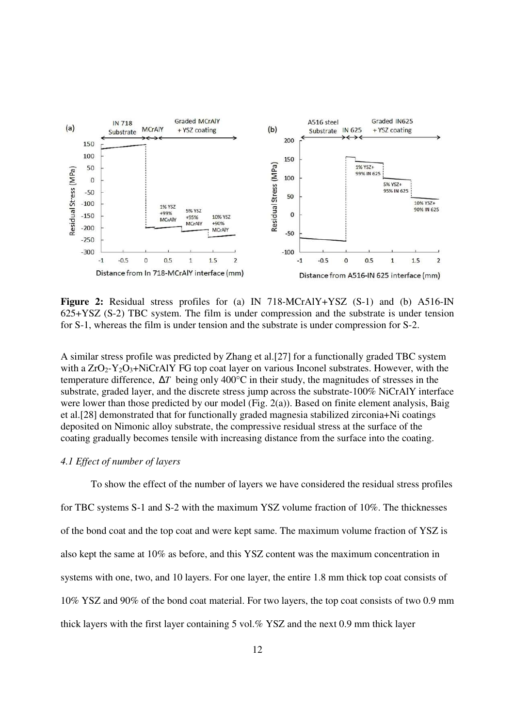**Figure 2:** Residual stress profiles for (a) IN 718-MCrAlY+YSZ (S-1) and (b) A516-IN 625+YSZ (S-2) TBC system. The film is under compression and the substrate is under tension for S-1, whereas the film is under tension and the substrate is under compression for S-2.

A similar stress profile was predicted by Zhang et al.[27] for a functionally graded TBC system with a $ZrO_2$-$Y_2O_3$+NiCrAlY FG top coat layer on various Inconel substrates. However, with the temperature difference, $\Delta T$ being only 400°C in their study, the magnitudes of stresses in the substrate, graded layer, and the discrete stress jump across the substrate-100% NiCrAlY interface were lower than those predicted by our model (Fig. 2(a)). Based on finite element analysis, Baig et al.[28] demonstrated that for functionally graded magnesia stabilized zirconia+Ni coatings deposited on Nimonic alloy substrate, the compressive residual stress at the surface of the coating gradually becomes tensile with increasing distance from the surface into the coating.

### *4.1 Effect of number of layers*

To show the effect of the number of layers we have considered the residual stress profiles for TBC systems S-1 and S-2 with the maximum YSZ volume fraction of 10%. The thicknesses of the bond coat and the top coat and were kept same. The maximum volume fraction of YSZ is also kept the same at 10% as before, and this YSZ content was the maximum concentration in systems with one, two, and 10 layers. For one layer, the entire 1.8 mm thick top coat consists of 10% YSZ and 90% of the bond coat material. For two layers, the top coat consists of two 0.9 mm thick layers with the first layer containing 5 vol.% YSZ and the next 0.9 mm thick layer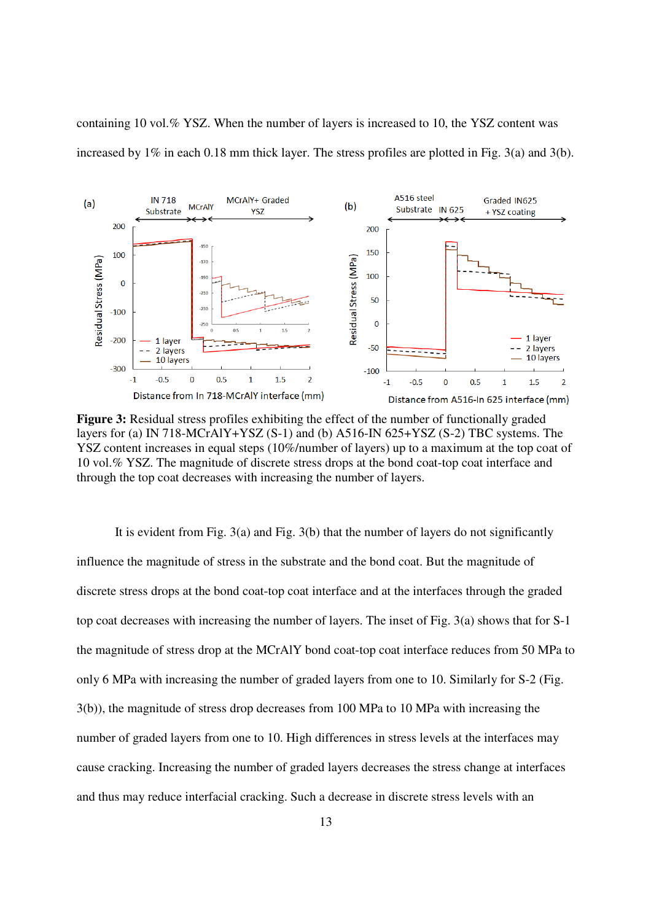containing 10 vol.% YSZ. When the number of layers is increased to 10, the YSZ content was increased by 1% in each 0.18 mm thick layer. The stress profiles are plotted in Fig. 3(a) and 3(b).

**Figure 3:** Residual stress profiles exhibiting the effect of the number of functionally graded layers for (a) IN 718-MCrAlY+YSZ (S-1) and (b) A516-IN 625+YSZ (S-2) TBC systems. The YSZ content increases in equal steps (10%/number of layers) up to a maximum at the top coat of 10 vol.% YSZ. The magnitude of discrete stress drops at the bond coat-top coat interface and through the top coat decreases with increasing the number of layers.

It is evident from Fig. 3(a) and Fig. 3(b) that the number of layers do not significantly influence the magnitude of stress in the substrate and the bond coat. But the magnitude of discrete stress drops at the bond coat-top coat interface and at the interfaces through the graded top coat decreases with increasing the number of layers. The inset of Fig. 3(a) shows that for S-1 the magnitude of stress drop at the MCrAlY bond coat-top coat interface reduces from 50 MPa to only 6 MPa with increasing the number of graded layers from one to 10. Similarly for S-2 (Fig. 3(b)), the magnitude of stress drop decreases from 100 MPa to 10 MPa with increasing the number of graded layers from one to 10. High differences in stress levels at the interfaces may cause cracking. Increasing the number of graded layers decreases the stress change at interfaces and thus may reduce interfacial cracking. Such a decrease in discrete stress levels with an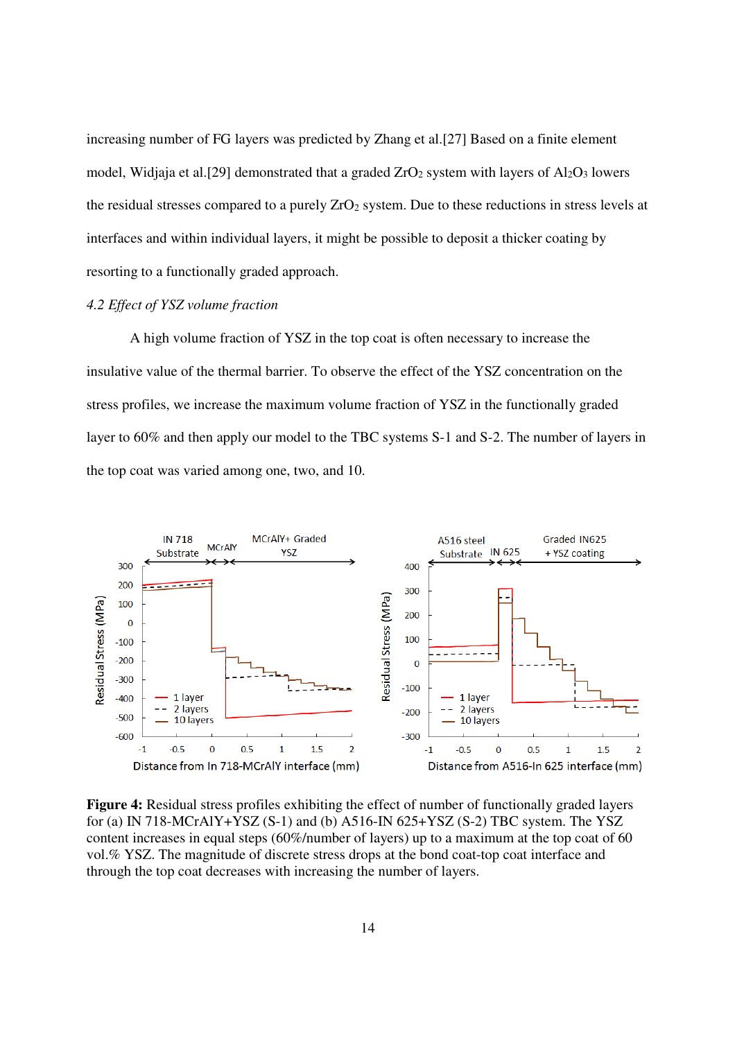increasing number of FG layers was predicted by Zhang et al.[27] Based on a finite element model, Widjaja et al.[29] demonstrated that a graded $ZrO_2$ system with layers of $Al_2O_3$ lowers the residual stresses compared to a purely $ZrO_2$ system. Due to these reductions in stress levels at interfaces and within individual layers, it might be possible to deposit a thicker coating by resorting to a functionally graded approach.

### *4.2 Effect of YSZ volume fraction*

A high volume fraction of YSZ in the top coat is often necessary to increase the insulative value of the thermal barrier. To observe the effect of the YSZ concentration on the stress profiles, we increase the maximum volume fraction of YSZ in the functionally graded layer to 60% and then apply our model to the TBC systems S-1 and S-2. The number of layers in the top coat was varied among one, two, and 10.

**Figure 4:** Residual stress profiles exhibiting the effect of number of functionally graded layers for (a) IN 718-MCrAlY+YSZ (S-1) and (b) A516-IN 625+YSZ (S-2) TBC system. The YSZ content increases in equal steps (60%/number of layers) up to a maximum at the top coat of 60 vol.% YSZ. The magnitude of discrete stress drops at the bond coat-top coat interface and through the top coat decreases with increasing the number of layers.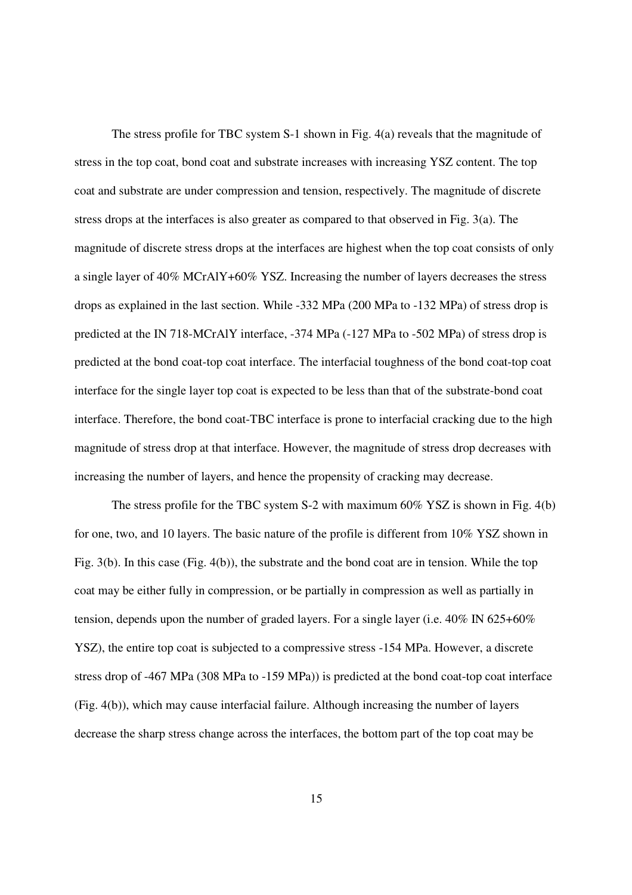The stress profile for TBC system S-1 shown in Fig. 4(a) reveals that the magnitude of stress in the top coat, bond coat and substrate increases with increasing YSZ content. The top coat and substrate are under compression and tension, respectively. The magnitude of discrete stress drops at the interfaces is also greater as compared to that observed in Fig. 3(a). The magnitude of discrete stress drops at the interfaces are highest when the top coat consists of only a single layer of 40% MCrAlY+60% YSZ. Increasing the number of layers decreases the stress drops as explained in the last section. While -332 MPa (200 MPa to -132 MPa) of stress drop is predicted at the IN 718-MCrAlY interface, -374 MPa (-127 MPa to -502 MPa) of stress drop is predicted at the bond coat-top coat interface. The interfacial toughness of the bond coat-top coat interface for the single layer top coat is expected to be less than that of the substrate-bond coat interface. Therefore, the bond coat-TBC interface is prone to interfacial cracking due to the high magnitude of stress drop at that interface. However, the magnitude of stress drop decreases with increasing the number of layers, and hence the propensity of cracking may decrease.

The stress profile for the TBC system S-2 with maximum 60% YSZ is shown in Fig. 4(b) for one, two, and 10 layers. The basic nature of the profile is different from 10% YSZ shown in Fig. 3(b). In this case (Fig. 4(b)), the substrate and the bond coat are in tension. While the top coat may be either fully in compression, or be partially in compression as well as partially in tension, depends upon the number of graded layers. For a single layer (i.e. 40% IN 625+60% YSZ), the entire top coat is subjected to a compressive stress -154 MPa. However, a discrete stress drop of -467 MPa (308 MPa to -159 MPa)) is predicted at the bond coat-top coat interface (Fig. 4(b)), which may cause interfacial failure. Although increasing the number of layers decrease the sharp stress change across the interfaces, the bottom part of the top coat may be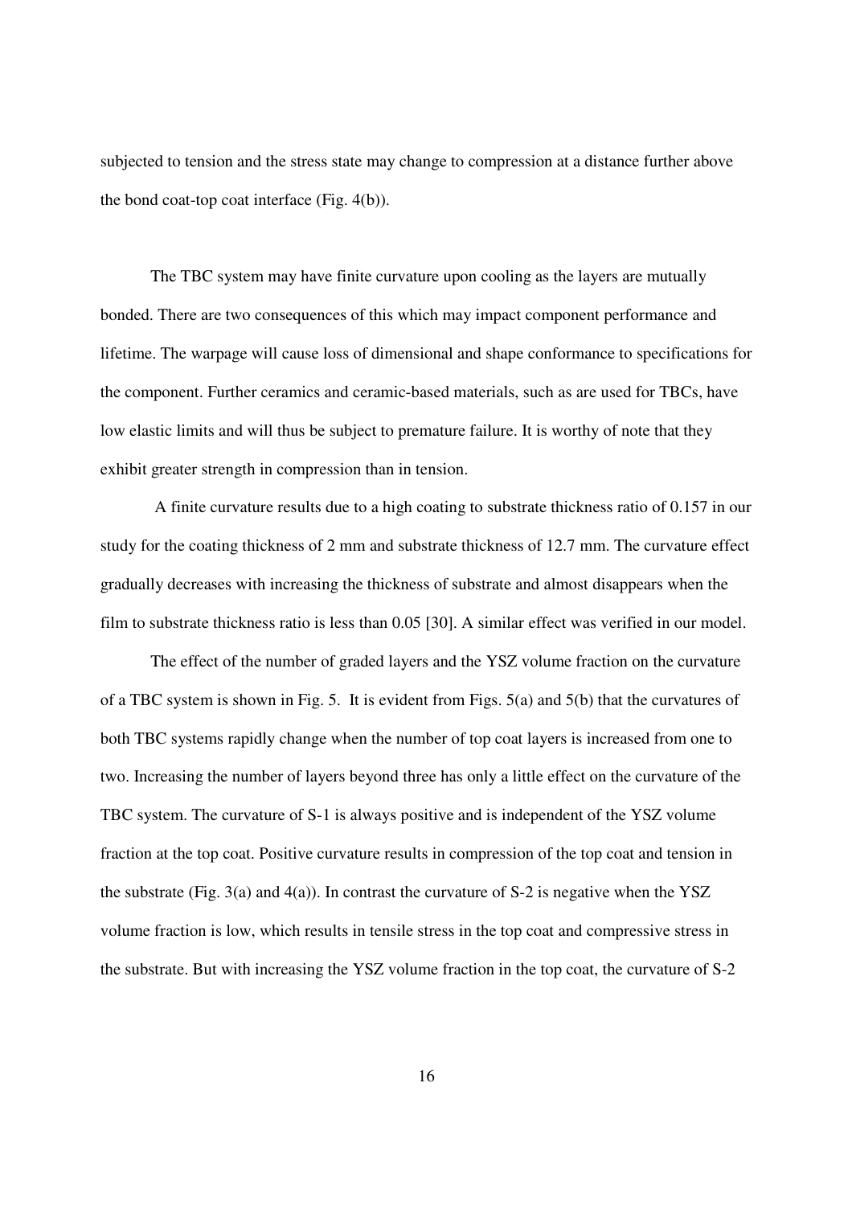subjected to tension and the stress state may change to compression at a distance further above the bond coat-top coat interface (Fig. 4(b)).

The TBC system may have finite curvature upon cooling as the layers are mutually bonded. There are two consequences of this which may impact component performance and lifetime. The warpage will cause loss of dimensional and shape conformance to specifications for the component. Further ceramics and ceramic-based materials, such as are used for TBCs, have low elastic limits and will thus be subject to premature failure. It is worthy of note that they exhibit greater strength in compression than in tension.

A finite curvature results due to a high coating to substrate thickness ratio of 0.157 in our study for the coating thickness of 2 mm and substrate thickness of 12.7 mm. The curvature effect gradually decreases with increasing the thickness of substrate and almost disappears when the film to substrate thickness ratio is less than 0.05 [30]. A similar effect was verified in our model.

The effect of the number of graded layers and the YSZ volume fraction on the curvature of a TBC system is shown in Fig. 5. It is evident from Figs. 5(a) and 5(b) that the curvatures of both TBC systems rapidly change when the number of top coat layers is increased from one to two. Increasing the number of layers beyond three has only a little effect on the curvature of the TBC system. The curvature of S-1 is always positive and is independent of the YSZ volume fraction at the top coat. Positive curvature results in compression of the top coat and tension in the substrate (Fig. 3(a) and 4(a)). In contrast the curvature of S-2 is negative when the YSZ volume fraction is low, which results in tensile stress in the top coat and compressive stress in the substrate. But with increasing the YSZ volume fraction in the top coat, the curvature of S-2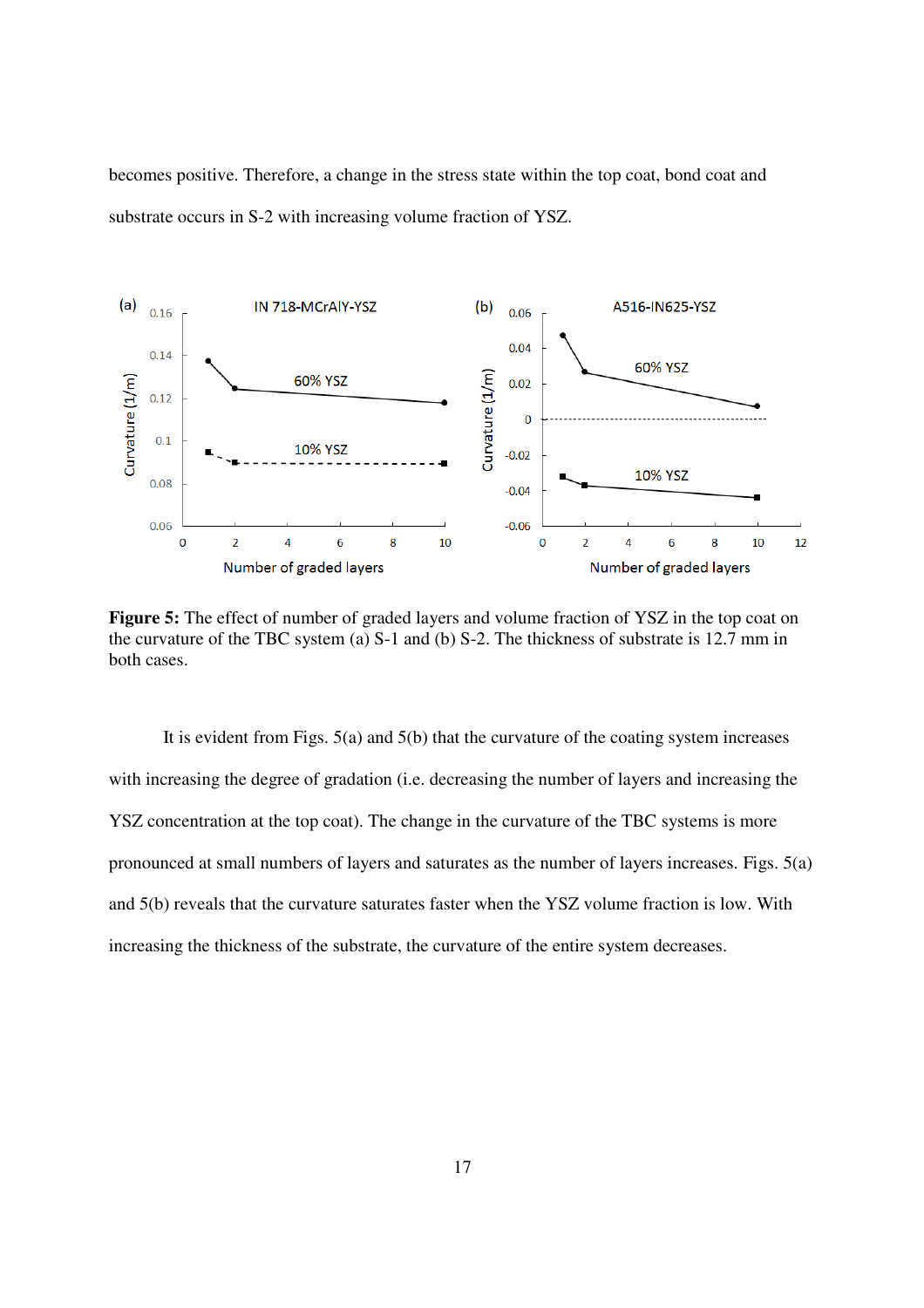becomes positive. Therefore, a change in the stress state within the top coat, bond coat and substrate occurs in S-2 with increasing volume fraction of YSZ.

**Figure 5:** The effect of number of graded layers and volume fraction of YSZ in the top coat on the curvature of the TBC system (a) S-1 and (b) S-2. The thickness of substrate is 12.7 mm in both cases.

It is evident from Figs. 5(a) and 5(b) that the curvature of the coating system increases with increasing the degree of gradation (i.e. decreasing the number of layers and increasing the YSZ concentration at the top coat). The change in the curvature of the TBC systems is more pronounced at small numbers of layers and saturates as the number of layers increases. Figs. 5(a) and 5(b) reveals that the curvature saturates faster when the YSZ volume fraction is low. With increasing the thickness of the substrate, the curvature of the entire system decreases.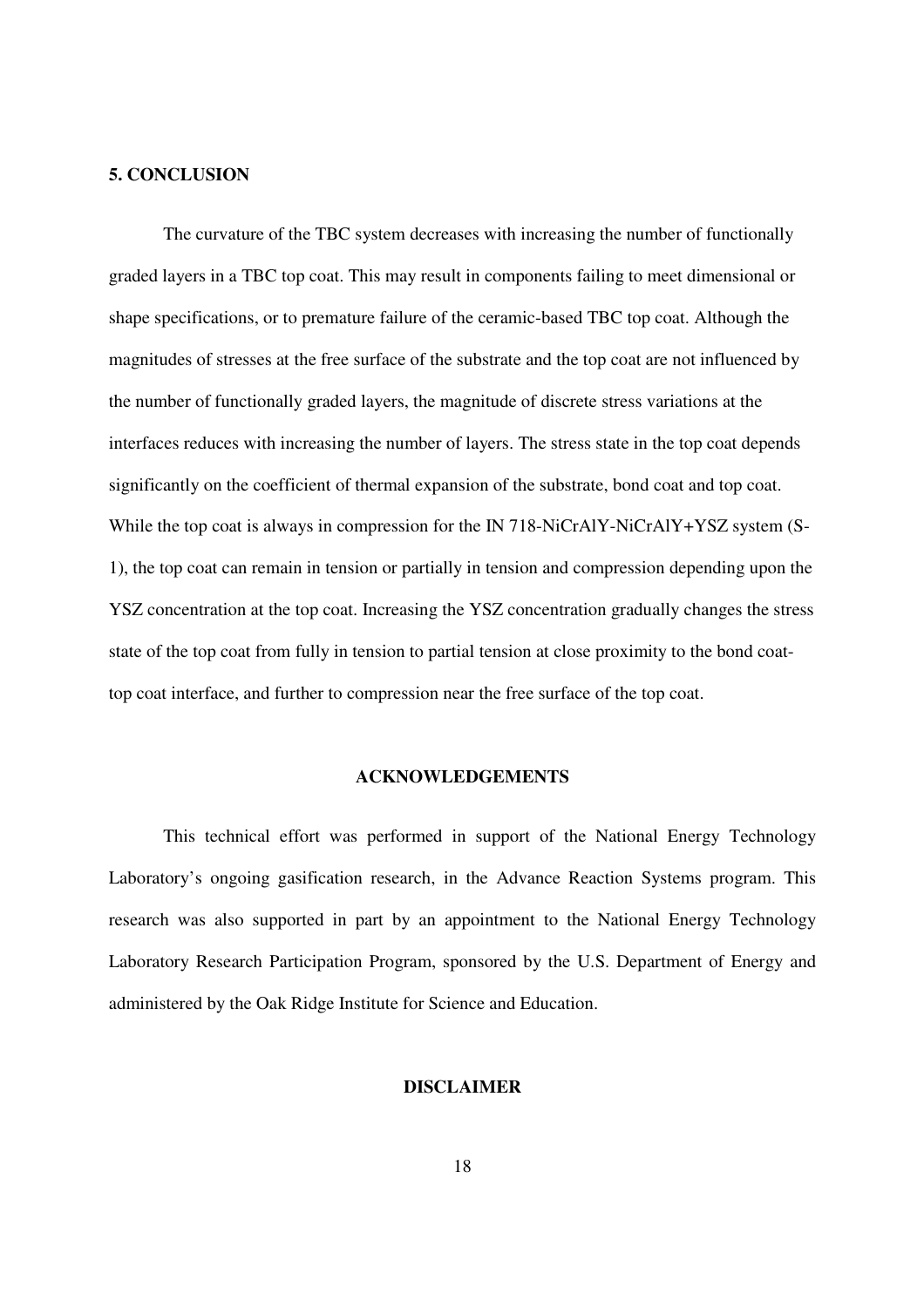## 5. CONCLUSION

The curvature of the TBC system decreases with increasing the number of functionally graded layers in a TBC top coat. This may result in components failing to meet dimensional or shape specifications, or to premature failure of the ceramic-based TBC top coat. Although the magnitudes of stresses at the free surface of the substrate and the top coat are not influenced by the number of functionally graded layers, the magnitude of discrete stress variations at the interfaces reduces with increasing the number of layers. The stress state in the top coat depends significantly on the coefficient of thermal expansion of the substrate, bond coat and top coat. While the top coat is always in compression for the IN 718-NiCrAlY-NiCrAlY+YSZ system (S-1), the top coat can remain in tension or partially in tension and compression depending upon the YSZ concentration at the top coat. Increasing the YSZ concentration gradually changes the stress state of the top coat from fully in tension to partial tension at close proximity to the bond coat-top coat interface, and further to compression near the free surface of the top coat.

## ACKNOWLEDGEMENTS

This technical effort was performed in support of the National Energy Technology Laboratory's ongoing gasification research, in the Advance Reaction Systems program. This research was also supported in part by an appointment to the National Energy Technology Laboratory Research Participation Program, sponsored by the U.S. Department of Energy and administered by the Oak Ridge Institute for Science and Education.

## DISCLAIMER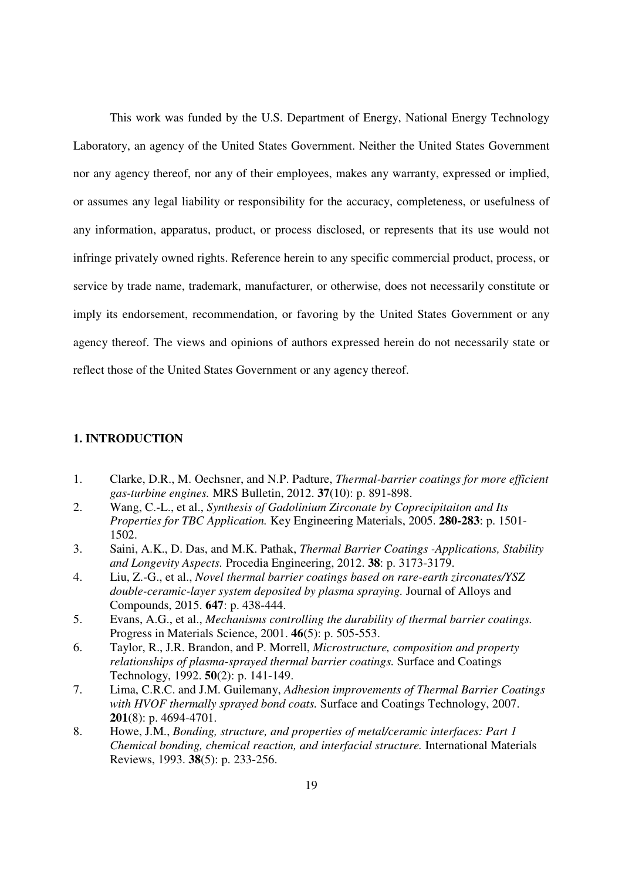This work was funded by the U.S. Department of Energy, National Energy Technology Laboratory, an agency of the United States Government. Neither the United States Government nor any agency thereof, nor any of their employees, makes any warranty, expressed or implied, or assumes any legal liability or responsibility for the accuracy, completeness, or usefulness of any information, apparatus, product, or process disclosed, or represents that its use would not infringe privately owned rights. Reference herein to any specific commercial product, process, or service by trade name, trademark, manufacturer, or otherwise, does not necessarily constitute or imply its endorsement, recommendation, or favoring by the United States Government or any agency thereof. The views and opinions of authors expressed herein do not necessarily state or reflect those of the United States Government or any agency thereof.

**1. INTRODUCTION**

1. Clarke, D.R., M. Oechsner, and N.P. Padture, *Thermal-barrier coatings for more efficient gas-turbine engines.* MRS Bulletin, 2012. **37**(10): p. 891-898.
2. Wang, C.-L., et al., *Synthesis of Gadolinium Zirconate by Coprecipitaiton and Its Properties for TBC Application.* Key Engineering Materials, 2005. **280-283**: p. 1501-1502.
3. Saini, A.K., D. Das, and M.K. Pathak, *Thermal Barrier Coatings -Applications, Stability and Longevity Aspects.* Procedia Engineering, 2012. **38**: p. 3173-3179.
4. Liu, Z.-G., et al., *Novel thermal barrier coatings based on rare-earth zirconates/YSZ double-ceramic-layer system deposited by plasma spraying.* Journal of Alloys and Compounds, 2015. **647**: p. 438-444.
5. Evans, A.G., et al., *Mechanisms controlling the durability of thermal barrier coatings.* Progress in Materials Science, 2001. **46**(5): p. 505-553.
6. Taylor, R., J.R. Brandon, and P. Morrell, *Microstructure, composition and property relationships of plasma-sprayed thermal barrier coatings.* Surface and Coatings Technology, 1992. **50**(2): p. 141-149.
7. Lima, C.R.C. and J.M. Guilemany, *Adhesion improvements of Thermal Barrier Coatings with HVOF thermally sprayed bond coats.* Surface and Coatings Technology, 2007. **201**(8): p. 4694-4701.
8. Howe, J.M., *Bonding, structure, and properties of metal/ceramic interfaces: Part 1 Chemical bonding, chemical reaction, and interfacial structure.* International Materials Reviews, 1993. **38**(5): p. 233-256.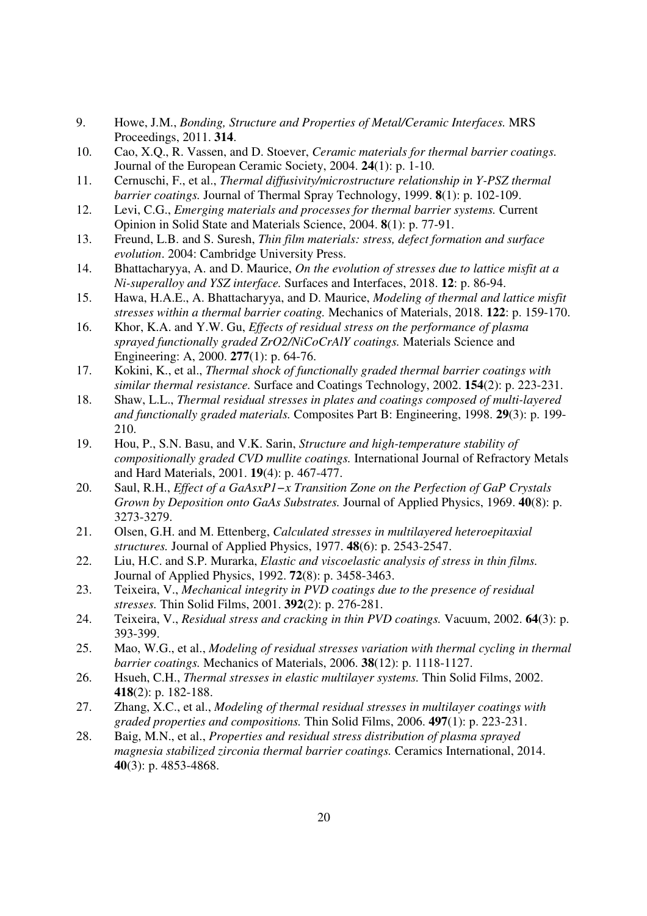9. Howe, J.M., *Bonding, Structure and Properties of Metal/Ceramic Interfaces.* MRS Proceedings, 2011. **314**.
10. Cao, X.Q., R. Vassen, and D. Stoever, *Ceramic materials for thermal barrier coatings.* Journal of the European Ceramic Society, 2004. **24**(1): p. 1-10.
11. Cernuschi, F., et al., *Thermal diffusivity/microstructure relationship in Y-PSZ thermal barrier coatings.* Journal of Thermal Spray Technology, 1999. **8**(1): p. 102-109.
12. Levi, C.G., *Emerging materials and processes for thermal barrier systems.* Current Opinion in Solid State and Materials Science, 2004. **8**(1): p. 77-91.
13. Freund, L.B. and S. Suresh, *Thin film materials: stress, defect formation and surface evolution*. 2004: Cambridge University Press.
14. Bhattacharyya, A. and D. Maurice, *On the evolution of stresses due to lattice misfit at a Ni-superalloy and YSZ interface.* Surfaces and Interfaces, 2018. **12**: p. 86-94.
15. Hawa, H.A.E., A. Bhattacharyya, and D. Maurice, *Modeling of thermal and lattice misfit stresses within a thermal barrier coating.* Mechanics of Materials, 2018. **122**: p. 159-170.
16. Khor, K.A. and Y.W. Gu, *Effects of residual stress on the performance of plasma sprayed functionally graded ZrO2/NiCoCrAlY coatings.* Materials Science and Engineering: A, 2000. **277**(1): p. 64-76.
17. Kokini, K., et al., *Thermal shock of functionally graded thermal barrier coatings with similar thermal resistance.* Surface and Coatings Technology, 2002. **154**(2): p. 223-231.
18. Shaw, L.L., *Thermal residual stresses in plates and coatings composed of multi-layered and functionally graded materials.* Composites Part B: Engineering, 1998. **29**(3): p. 199-210.
19. Hou, P., S.N. Basu, and V.K. Sarin, *Structure and high-temperature stability of compositionally graded CVD mullite coatings.* International Journal of Refractory Metals and Hard Materials, 2001. **19**(4): p. 467-477.
20. Saul, R.H., *Effect of a GaAsxP1−x Transition Zone on the Perfection of GaP Crystals Grown by Deposition onto GaAs Substrates.* Journal of Applied Physics, 1969. **40**(8): p. 3273-3279.
21. Olsen, G.H. and M. Ettenberg, *Calculated stresses in multilayered heteroepitaxial structures.* Journal of Applied Physics, 1977. **48**(6): p. 2543-2547.
22. Liu, H.C. and S.P. Murarka, *Elastic and viscoelastic analysis of stress in thin films.* Journal of Applied Physics, 1992. **72**(8): p. 3458-3463.
23. Teixeira, V., *Mechanical integrity in PVD coatings due to the presence of residual stresses.* Thin Solid Films, 2001. **392**(2): p. 276-281.
24. Teixeira, V., *Residual stress and cracking in thin PVD coatings.* Vacuum, 2002. **64**(3): p. 393-399.
25. Mao, W.G., et al., *Modeling of residual stresses variation with thermal cycling in thermal barrier coatings.* Mechanics of Materials, 2006. **38**(12): p. 1118-1127.
26. Hsueh, C.H., *Thermal stresses in elastic multilayer systems.* Thin Solid Films, 2002. **418**(2): p. 182-188.
27. Zhang, X.C., et al., *Modeling of thermal residual stresses in multilayer coatings with graded properties and compositions.* Thin Solid Films, 2006. **497**(1): p. 223-231.
28. Baig, M.N., et al., *Properties and residual stress distribution of plasma sprayed magnesia stabilized zirconia thermal barrier coatings.* Ceramics International, 2014. **40**(3): p. 4853-4868.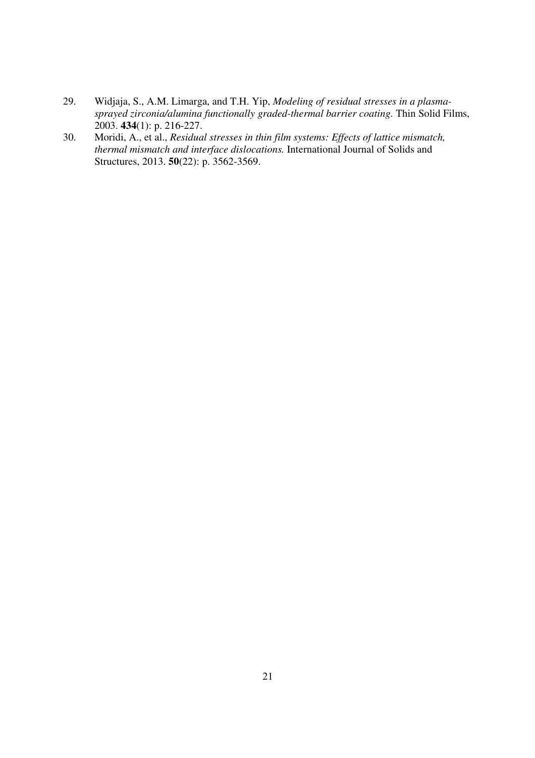29. Widjaja, S., A.M. Limarga, and T.H. Yip, *Modeling of residual stresses in a plasma-sprayed zirconia/alumina functionally graded-thermal barrier coating.* Thin Solid Films, 2003. **434**(1): p. 216-227.
30. Moridi, A., et al., *Residual stresses in thin film systems: Effects of lattice mismatch, thermal mismatch and interface dislocations.* International Journal of Solids and Structures, 2013. **50**(22): p. 3562-3569.